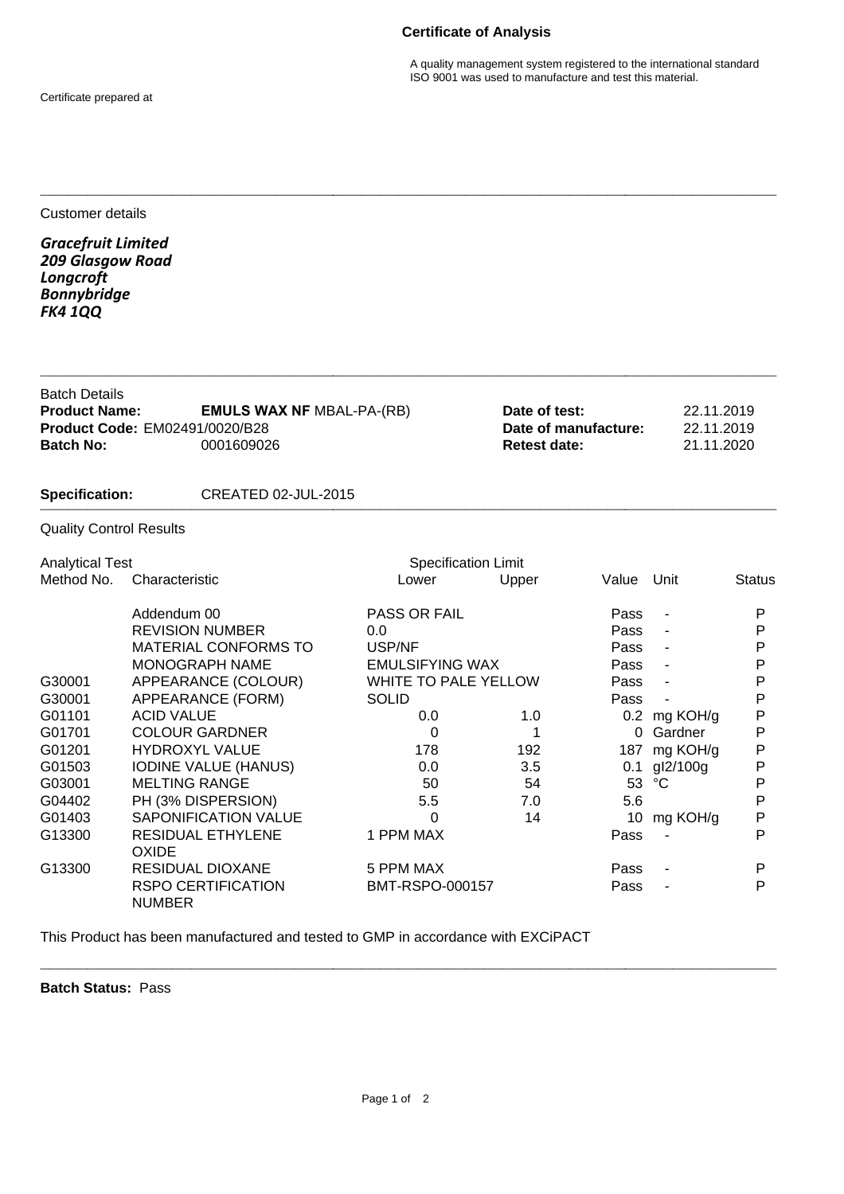# Certificate of Analysis

A quality management system registered to the international standard ISO 9001 was used to manufacture and test this material.

Certificate prepared at

---

Customer details

***Gracefruit Limited***
***209 Glasgow Road***
***Longcroft***
***Bonnybridge***
***FK4 1QQ***

---

Batch Details

| | | | |
|---|---|---|---|
| **Product Name:** | **EMULS WAX NF** MBAL-PA-(RB) | **Date of test:** | 22.11.2019 |
| **Product Code:** EM02491/0020/B28 | | **Date of manufacture:** | 22.11.2019 |
| **Batch No:** | 0001609026 | **Retest date:** | 21.11.2020 |

**Specification:** CREATED 02-JUL-2015

---

Quality Control Results

| Analytical Test Method No. | Characteristic | Specification Limit Lower | Upper | Value | Unit | Status |
|---|---|---|---|---|---|---|
| | Addendum 00 | PASS OR FAIL | | Pass | - | P |
| | REVISION NUMBER | 0.0 | | Pass | - | P |
| | MATERIAL CONFORMS TO | USP/NF | | Pass | - | P |
| | MONOGRAPH NAME | EMULSIFYING WAX | | Pass | - | P |
| G30001 | APPEARANCE (COLOUR) | WHITE TO PALE YELLOW | | Pass | - | P |
| G30001 | APPEARANCE (FORM) | SOLID | | Pass | - | P |
| G01101 | ACID VALUE | 0.0 | 1.0 | 0.2 | mg KOH/g | P |
| G01701 | COLOUR GARDNER | 0 | 1 | 0 | Gardner | P |
| G01201 | HYDROXYL VALUE | 178 | 192 | 187 | mg KOH/g | P |
| G01503 | IODINE VALUE (HANUS) | 0.0 | 3.5 | 0.1 | gI2/100g | P |
| G03001 | MELTING RANGE | 50 | 54 | 53 | °C | P |
| G04402 | PH (3% DISPERSION) | 5.5 | 7.0 | 5.6 | | P |
| G01403 | SAPONIFICATION VALUE | 0 | 14 | 10 | mg KOH/g | P |
| G13300 | RESIDUAL ETHYLENE OXIDE | 1 PPM MAX | | Pass | - | P |
| G13300 | RESIDUAL DIOXANE | 5 PPM MAX | | Pass | - | P |
| | RSPO CERTIFICATION NUMBER | BMT-RSPO-000157 | | Pass | - | P |

This Product has been manufactured and tested to GMP in accordance with EXCiPACT

---

**Batch Status:** Pass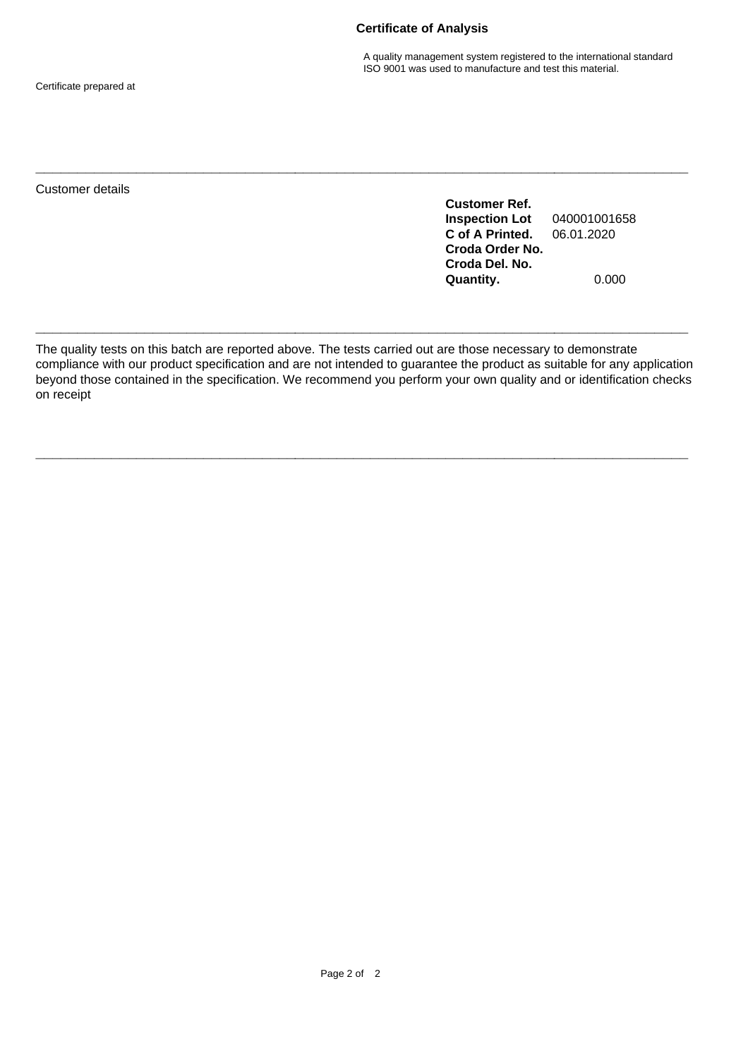# Certificate of Analysis

A quality management system registered to the international standard ISO 9001 was used to manufacture and test this material.

Certificate prepared at

---

Customer details

| | |
|---|---|
| **Customer Ref.** | |
| **Inspection Lot** | 040001001658 |
| **C of A Printed.** | 06.01.2020 |
| **Croda Order No.** | |
| **Croda Del. No.** | |
| **Quantity.** | 0.000 |

---

The quality tests on this batch are reported above. The tests carried out are those necessary to demonstrate compliance with our product specification and are not intended to guarantee the product as suitable for any application beyond those contained in the specification. We recommend you perform your own quality and or identification checks on receipt

---